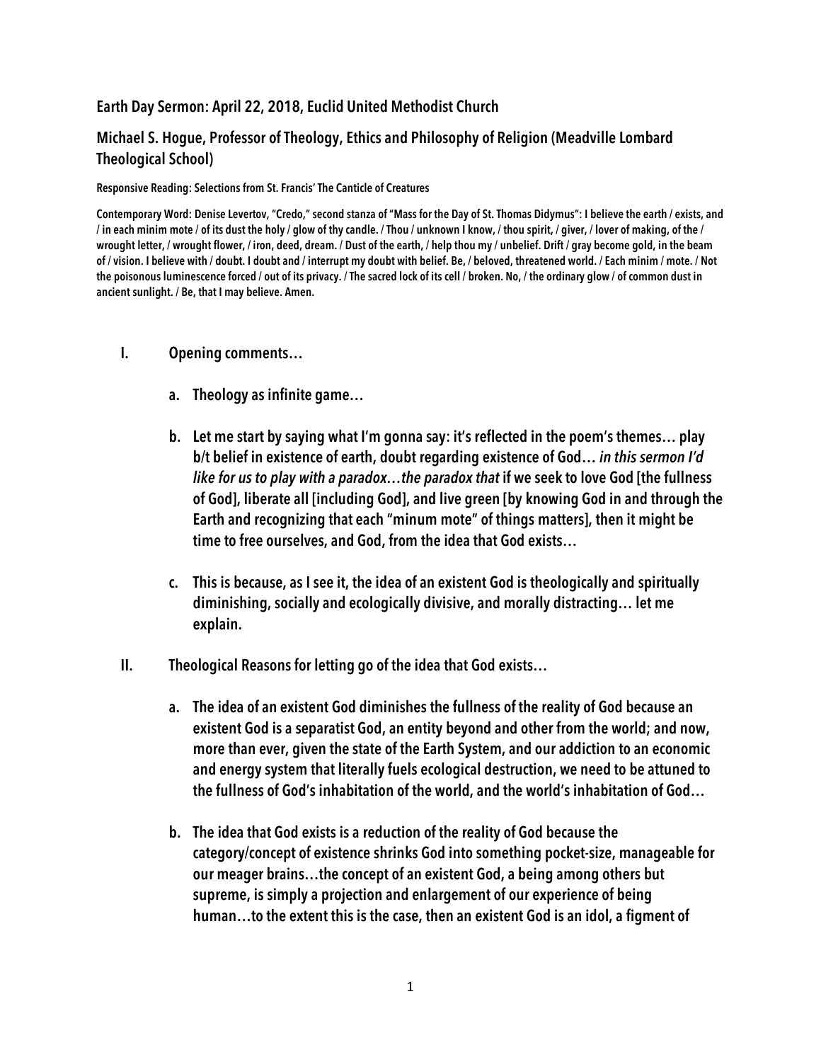**Earth Day Sermon: April 22, 2018, Euclid United Methodist Church**

**Michael S. Hogue, Professor of Theology, Ethics and Philosophy of Religion (Meadville Lombard Theological School)**

**Responsive Reading: Selections from St. Francis' The Canticle of Creatures**

**Contemporary Word: Denise Levertov, "Credo," second stanza of "Mass for the Day of St. Thomas Didymus": I believe the earth / exists, and / in each minim mote / of its dust the holy / glow of thy candle. / Thou / unknown I know, / thou spirit, / giver, / lover of making, of the / wrought letter, / wrought flower, / iron, deed, dream. / Dust of the earth, / help thou my / unbelief. Drift / gray become gold, in the beam of / vision. I believe with / doubt. I doubt and / interrupt my doubt with belief. Be, / beloved, threatened world. / Each minim / mote. / Not the poisonous luminescence forced / out of its privacy. / The sacred lock of its cell / broken. No, / the ordinary glow / of common dust in ancient sunlight. / Be, that I may believe. Amen.**

I. **Opening comments…**

   a. **Theology as infinite game…**

   b. **Let me start by saying what I'm gonna say: it's reflected in the poem's themes… play b/t belief in existence of earth, doubt regarding existence of God…** ***in this sermon I'd like for us to play with a paradox…the paradox that*** **if we seek to love God [the fullness of God], liberate all [including God], and live green [by knowing God in and through the Earth and recognizing that each "minum mote" of things matters], then it might be time to free ourselves, and God, from the idea that God exists…**

   c. **This is because, as I see it, the idea of an existent God is theologically and spiritually diminishing, socially and ecologically divisive, and morally distracting… let me explain.**

II. **Theological Reasons for letting go of the idea that God exists…**

   a. **The idea of an existent God diminishes the fullness of the reality of God because an existent God is a separatist God, an entity beyond and other from the world; and now, more than ever, given the state of the Earth System, and our addiction to an economic and energy system that literally fuels ecological destruction, we need to be attuned to the fullness of God's inhabitation of the world, and the world's inhabitation of God…**

   b. **The idea that God exists is a reduction of the reality of God because the category/concept of existence shrinks God into something pocket-size, manageable for our meager brains…the concept of an existent God, a being among others but supreme, is simply a projection and enlargement of our experience of being human…to the extent this is the case, then an existent God is an idol, a figment of**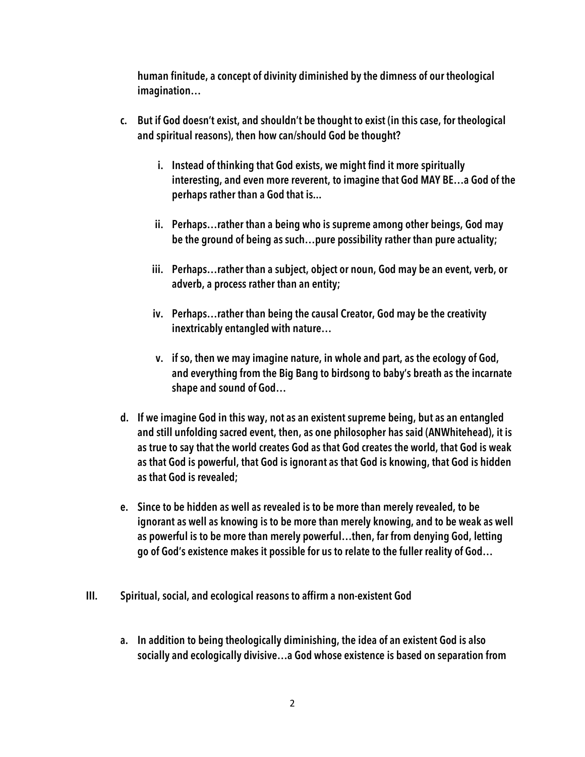**human finitude, a concept of divinity diminished by the dimness of our theological imagination…**

c. **But if God doesn't exist, and shouldn't be thought to exist (in this case, for theological and spiritual reasons), then how can/should God be thought?**

   i. **Instead of thinking that God exists, we might find it more spiritually interesting, and even more reverent, to imagine that God MAY BE…a God of the perhaps rather than a God that is…**

   ii. **Perhaps…rather than a being who is supreme among other beings, God may be the ground of being as such…pure possibility rather than pure actuality;**

   iii. **Perhaps…rather than a subject, object or noun, God may be an event, verb, or adverb, a process rather than an entity;**

   iv. **Perhaps…rather than being the causal Creator, God may be the creativity inextricably entangled with nature…**

   v. **if so, then we may imagine nature, in whole and part, as the ecology of God, and everything from the Big Bang to birdsong to baby's breath as the incarnate shape and sound of God…**

d. **If we imagine God in this way, not as an existent supreme being, but as an entangled and still unfolding sacred event, then, as one philosopher has said (ANWhitehead), it is as true to say that the world creates God as that God creates the world, that God is weak as that God is powerful, that God is ignorant as that God is knowing, that God is hidden as that God is revealed;**

e. **Since to be hidden as well as revealed is to be more than merely revealed, to be ignorant as well as knowing is to be more than merely knowing, and to be weak as well as powerful is to be more than merely powerful…then, far from denying God, letting go of God's existence makes it possible for us to relate to the fuller reality of God…**

III. **Spiritual, social, and ecological reasons to affirm a non-existent God**

   a. **In addition to being theologically diminishing, the idea of an existent God is also socially and ecologically divisive…a God whose existence is based on separation from**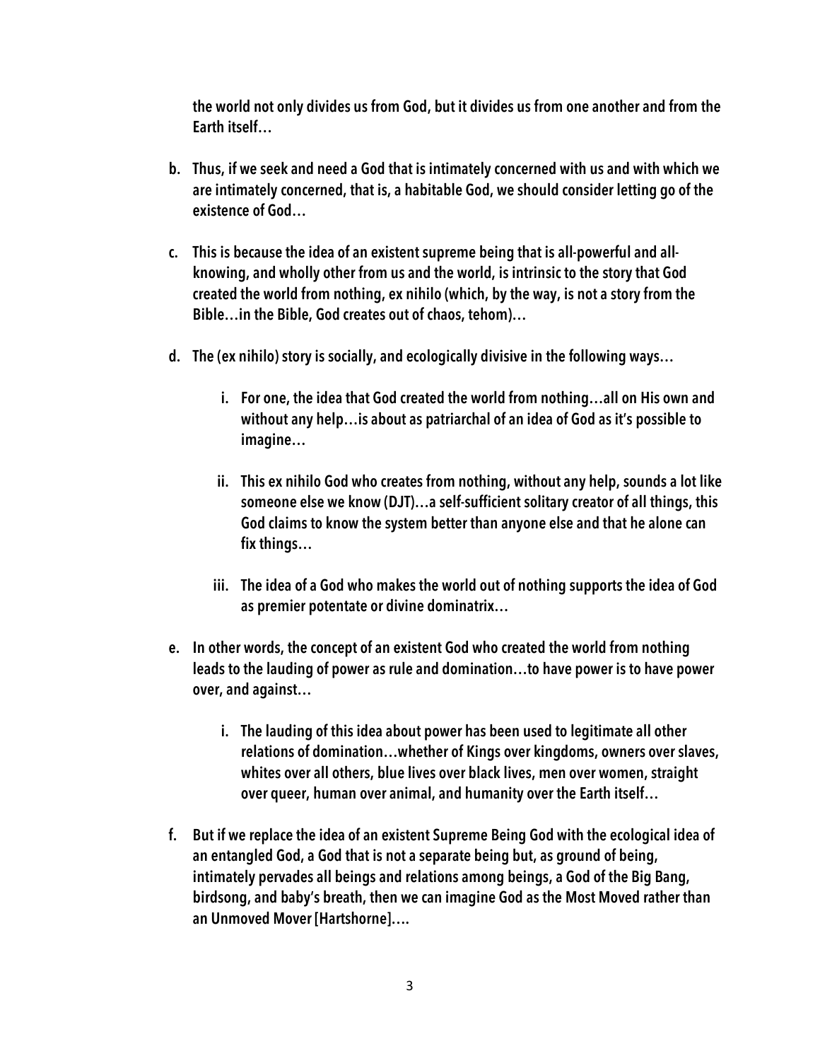**the world not only divides us from God, but it divides us from one another and from the Earth itself…**

b. **Thus, if we seek and need a God that is intimately concerned with us and with which we are intimately concerned, that is, a habitable God, we should consider letting go of the existence of God…**

c. **This is because the idea of an existent supreme being that is all-powerful and all-knowing, and wholly other from us and the world, is intrinsic to the story that God created the world from nothing, ex nihilo (which, by the way, is not a story from the Bible…in the Bible, God creates out of chaos, tehom)…**

d. **The (ex nihilo) story is socially, and ecologically divisive in the following ways…**

   i. **For one, the idea that God created the world from nothing…all on His own and without any help…is about as patriarchal of an idea of God as it's possible to imagine…**

   ii. **This ex nihilo God who creates from nothing, without any help, sounds a lot like someone else we know (DJT)…a self-sufficient solitary creator of all things, this God claims to know the system better than anyone else and that he alone can fix things…**

   iii. **The idea of a God who makes the world out of nothing supports the idea of God as premier potentate or divine dominatrix…**

e. **In other words, the concept of an existent God who created the world from nothing leads to the lauding of power as rule and domination…to have power is to have power over, and against…**

   i. **The lauding of this idea about power has been used to legitimate all other relations of domination…whether of Kings over kingdoms, owners over slaves, whites over all others, blue lives over black lives, men over women, straight over queer, human over animal, and humanity over the Earth itself…**

f. **But if we replace the idea of an existent Supreme Being God with the ecological idea of an entangled God, a God that is not a separate being but, as ground of being, intimately pervades all beings and relations among beings, a God of the Big Bang, birdsong, and baby's breath, then we can imagine God as the Most Moved rather than an Unmoved Mover [Hartshorne]….**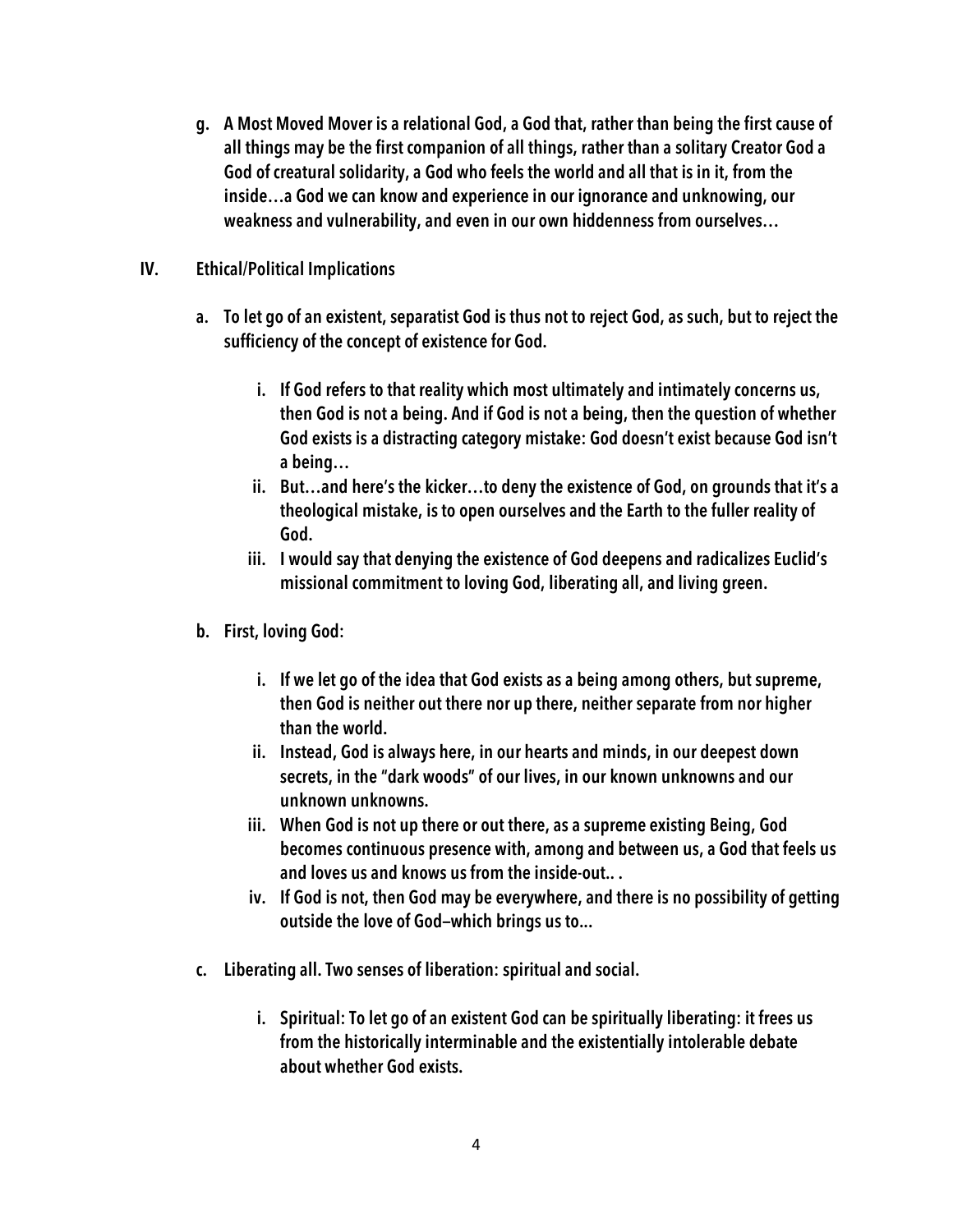g. **A Most Moved Mover is a relational God, a God that, rather than being the first cause of all things may be the first companion of all things, rather than a solitary Creator God a God of creatural solidarity, a God who feels the world and all that is in it, from the inside…a God we can know and experience in our ignorance and unknowing, our weakness and vulnerability, and even in our own hiddenness from ourselves…**

## IV. Ethical/Political Implications

a. **To let go of an existent, separatist God is thus not to reject God, as such, but to reject the sufficiency of the concept of existence for God.**

   i. **If God refers to that reality which most ultimately and intimately concerns us, then God is not a being. And if God is not a being, then the question of whether God exists is a distracting category mistake: God doesn't exist because God isn't a being…**

   ii. **But…and here's the kicker…to deny the existence of God, on grounds that it's a theological mistake, is to open ourselves and the Earth to the fuller reality of God.**

   iii. **I would say that denying the existence of God deepens and radicalizes Euclid's missional commitment to loving God, liberating all, and living green.**

b. **First, loving God:**

   i. **If we let go of the idea that God exists as a being among others, but supreme, then God is neither out there nor up there, neither separate from nor higher than the world.**

   ii. **Instead, God is always here, in our hearts and minds, in our deepest down secrets, in the "dark woods" of our lives, in our known unknowns and our unknown unknowns.**

   iii. **When God is not up there or out there, as a supreme existing Being, God becomes continuous presence with, among and between us, a God that feels us and loves us and knows us from the inside-out.. .**

   iv. **If God is not, then God may be everywhere, and there is no possibility of getting outside the love of God–which brings us to...**

c. **Liberating all. Two senses of liberation: spiritual and social.**

   i. **Spiritual: To let go of an existent God can be spiritually liberating: it frees us from the historically interminable and the existentially intolerable debate about whether God exists.**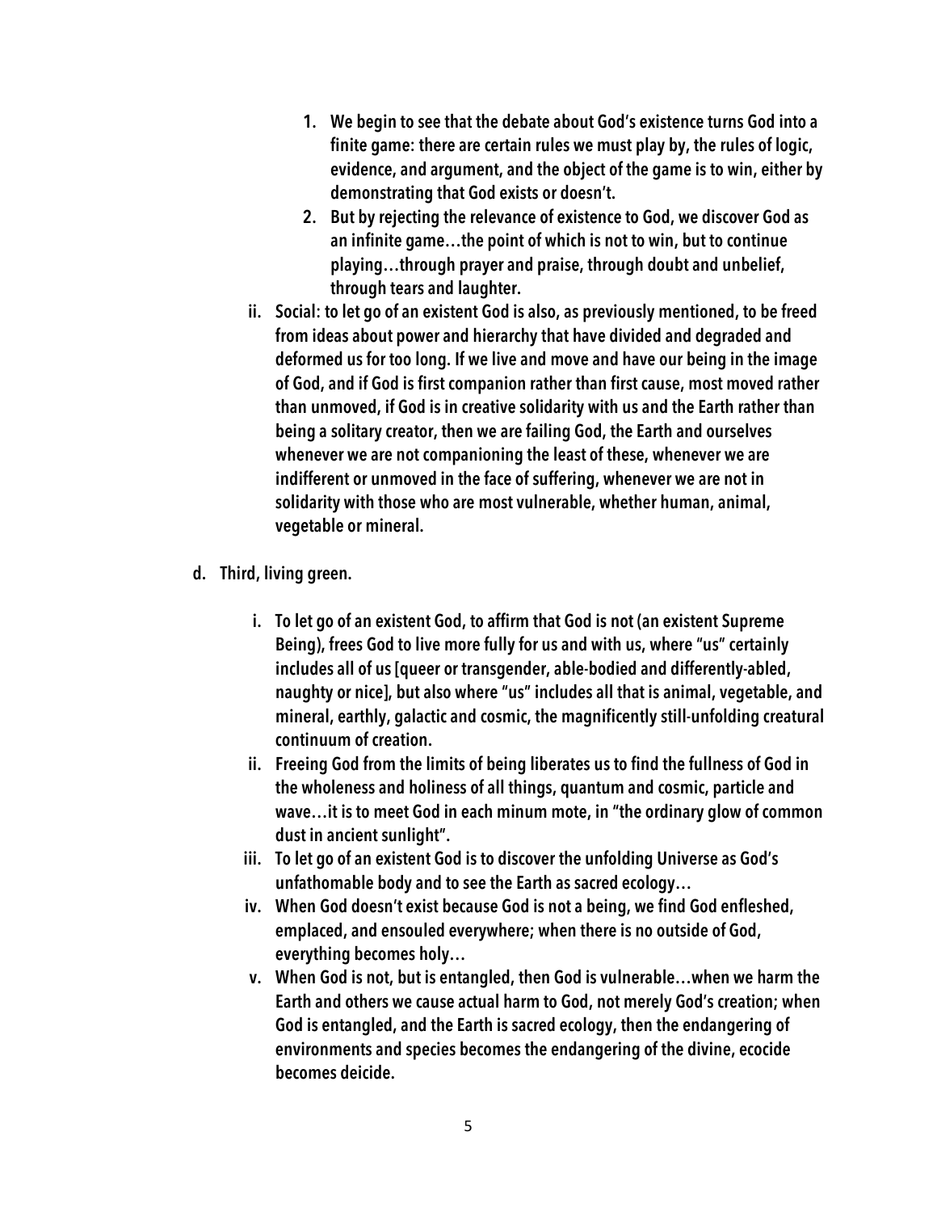1. **We begin to see that the debate about God's existence turns God into a finite game: there are certain rules we must play by, the rules of logic, evidence, and argument, and the object of the game is to win, either by demonstrating that God exists or doesn't.**
2. **But by rejecting the relevance of existence to God, we discover God as an infinite game…the point of which is not to win, but to continue playing…through prayer and praise, through doubt and unbelief, through tears and laughter.**

ii. **Social: to let go of an existent God is also, as previously mentioned, to be freed from ideas about power and hierarchy that have divided and degraded and deformed us for too long. If we live and move and have our being in the image of God, and if God is first companion rather than first cause, most moved rather than unmoved, if God is in creative solidarity with us and the Earth rather than being a solitary creator, then we are failing God, the Earth and ourselves whenever we are not companioning the least of these, whenever we are indifferent or unmoved in the face of suffering, whenever we are not in solidarity with those who are most vulnerable, whether human, animal, vegetable or mineral.**

d. **Third, living green.**

i. **To let go of an existent God, to affirm that God is not (an existent Supreme Being), frees God to live more fully for us and with us, where "us" certainly includes all of us [queer or transgender, able-bodied and differently-abled, naughty or nice], but also where "us" includes all that is animal, vegetable, and mineral, earthly, galactic and cosmic, the magnificently still-unfolding creatural continuum of creation.**

ii. **Freeing God from the limits of being liberates us to find the fullness of God in the wholeness and holiness of all things, quantum and cosmic, particle and wave…it is to meet God in each minum mote, in "the ordinary glow of common dust in ancient sunlight".**

iii. **To let go of an existent God is to discover the unfolding Universe as God's unfathomable body and to see the Earth as sacred ecology…**

iv. **When God doesn't exist because God is not a being, we find God enfleshed, emplaced, and ensouled everywhere; when there is no outside of God, everything becomes holy…**

v. **When God is not, but is entangled, then God is vulnerable…when we harm the Earth and others we cause actual harm to God, not merely God's creation; when God is entangled, and the Earth is sacred ecology, then the endangering of environments and species becomes the endangering of the divine, ecocide becomes deicide.**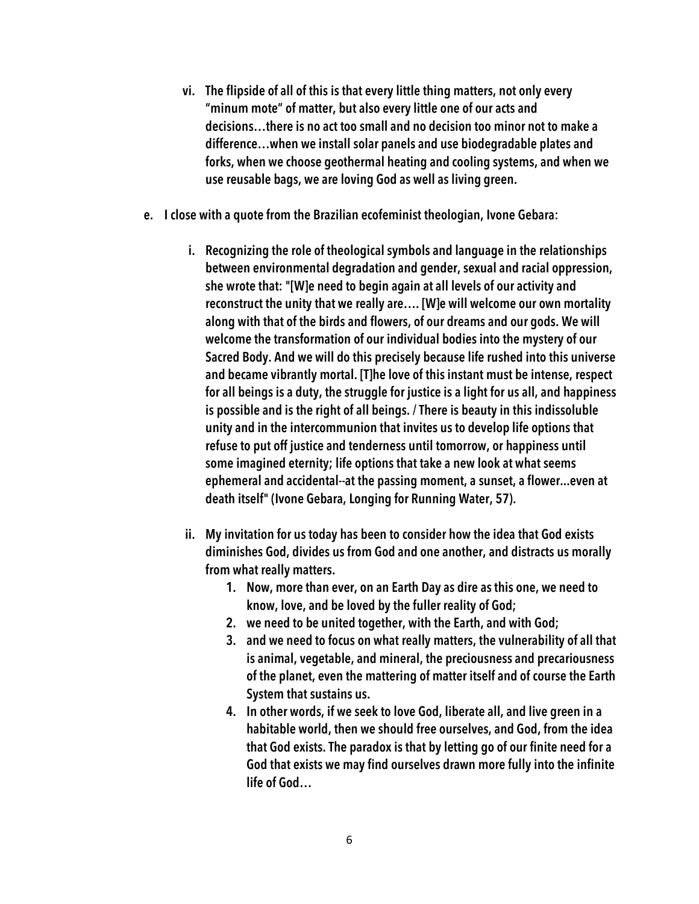vi. **The flipside of all of this is that every little thing matters, not only every "minum mote" of matter, but also every little one of our acts and decisions…there is no act too small and no decision too minor not to make a difference…when we install solar panels and use biodegradable plates and forks, when we choose geothermal heating and cooling systems, and when we use reusable bags, we are loving God as well as living green.**

e. **I close with a quote from the Brazilian ecofeminist theologian, Ivone Gebara:**

i. **Recognizing the role of theological symbols and language in the relationships between environmental degradation and gender, sexual and racial oppression, she wrote that: "[W]e need to begin again at all levels of our activity and reconstruct the unity that we really are…. [W]e will welcome our own mortality along with that of the birds and flowers, of our dreams and our gods. We will welcome the transformation of our individual bodies into the mystery of our Sacred Body. And we will do this precisely because life rushed into this universe and became vibrantly mortal. [T]he love of this instant must be intense, respect for all beings is a duty, the struggle for justice is a light for us all, and happiness is possible and is the right of all beings. / There is beauty in this indissoluble unity and in the intercommunion that invites us to develop life options that refuse to put off justice and tenderness until tomorrow, or happiness until some imagined eternity; life options that take a new look at what seems ephemeral and accidental--at the passing moment, a sunset, a flower...even at death itself" (Ivone Gebara, Longing for Running Water, 57).**

ii. **My invitation for us today has been to consider how the idea that God exists diminishes God, divides us from God and one another, and distracts us morally from what really matters.**

1. **Now, more than ever, on an Earth Day as dire as this one, we need to know, love, and be loved by the fuller reality of God;**
2. **we need to be united together, with the Earth, and with God;**
3. **and we need to focus on what really matters, the vulnerability of all that is animal, vegetable, and mineral, the preciousness and precariousness of the planet, even the mattering of matter itself and of course the Earth System that sustains us.**
4. **In other words, if we seek to love God, liberate all, and live green in a habitable world, then we should free ourselves, and God, from the idea that God exists. The paradox is that by letting go of our finite need for a God that exists we may find ourselves drawn more fully into the infinite life of God…**